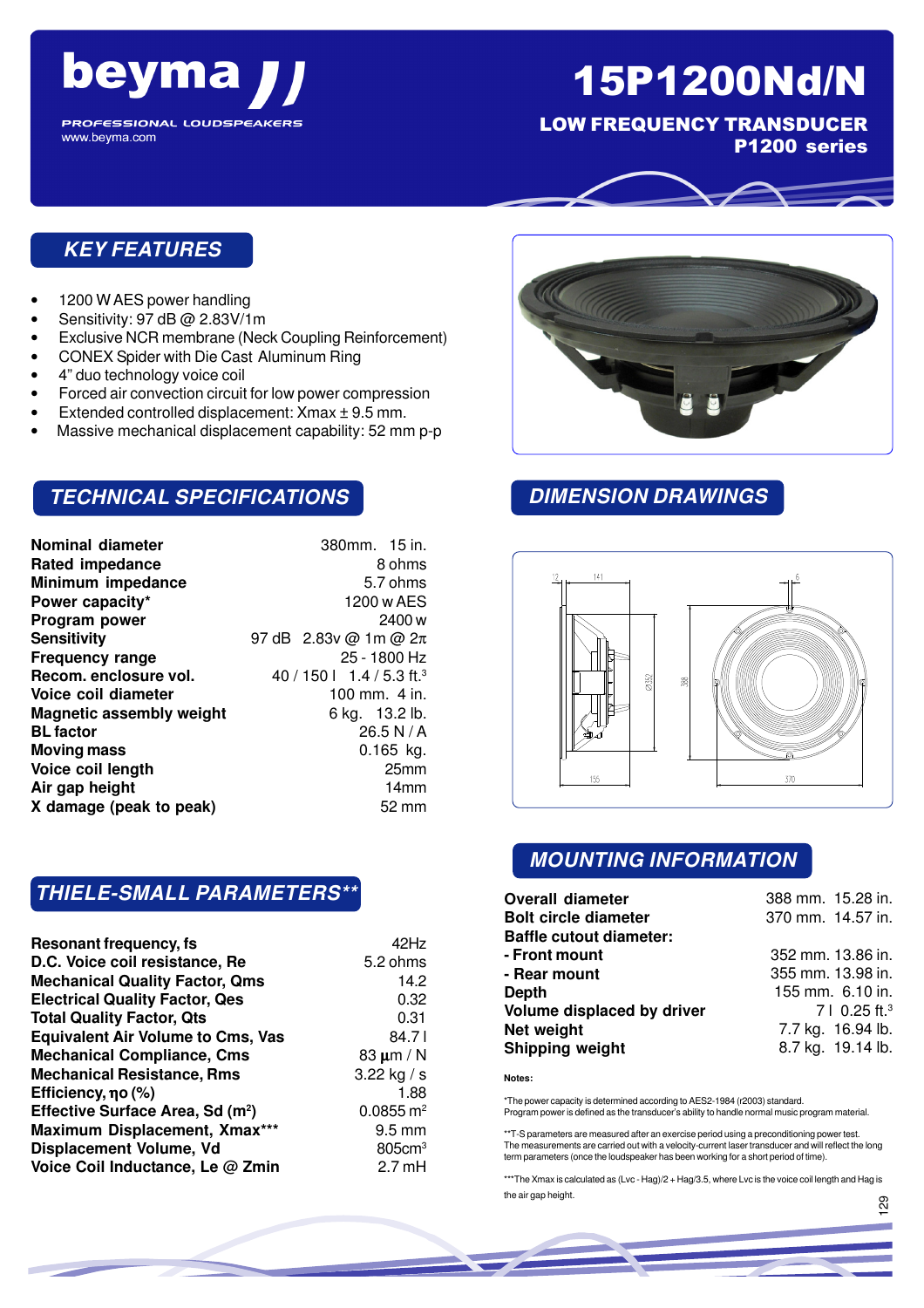# beyma

PROFESSIONAL LOUDSPEAKERS
www.beyma.com

# 15P1200Nd/N

**LOW FREQUENCY TRANSDUCER**
**P1200 series**

## KEY FEATURES

- 1200 W AES power handling
- Sensitivity: 97 dB @ 2.83V/1m
- Exclusive NCR membrane (Neck Coupling Reinforcement)
- CONEX Spider with Die Cast Aluminum Ring
- 4" duo technology voice coil
- Forced air convection circuit for low power compression
- Extended controlled displacement: Xmax ± 9.5 mm.
- Massive mechanical displacement capability: 52 mm p-p

## TECHNICAL SPECIFICATIONS

| | |
|---|---|
| **Nominal diameter** | 380mm. 15 in. |
| **Rated impedance** | 8 ohms |
| **Minimum impedance** | 5.7 ohms |
| **Power capacity*** | 1200 w AES |
| **Program power** | 2400 w |
| **Sensitivity** | 97 dB 2.83v @ 1m @ $2\pi$ |
| **Frequency range** | 25 - 1800 Hz |
| **Recom. enclosure vol.** | 40 / 150 l 1.4 / 5.3 ft.$^3$ |
| **Voice coil diameter** | 100 mm. 4 in. |
| **Magnetic assembly weight** | 6 kg. 13.2 lb. |
| **BL factor** | 26.5 N / A |
| **Moving mass** | 0.165 kg. |
| **Voice coil length** | 25mm |
| **Air gap height** | 14mm |
| **X damage (peak to peak)** | 52 mm |

## DIMENSION DRAWINGS

## THIELE-SMALL PARAMETERS**

| | |
|---|---|
| **Resonant frequency, fs** | 42Hz |
| **D.C. Voice coil resistance, Re** | 5.2 ohms |
| **Mechanical Quality Factor, Qms** | 14.2 |
| **Electrical Quality Factor, Qes** | 0.32 |
| **Total Quality Factor, Qts** | 0.31 |
| **Equivalent Air Volume to Cms, Vas** | 84.7 l |
| **Mechanical Compliance, Cms** | 83 µm / N |
| **Mechanical Resistance, Rms** | 3.22 kg / s |
| **Efficiency, $\eta_0$ (%)** | 1.88 |
| **Effective Surface Area, Sd ($m^2$)** | 0.0855 $m^2$ |
| **Maximum Displacement, Xmax***** | 9.5 mm |
| **Displacement Volume, Vd** | 805cm$^3$ |
| **Voice Coil Inductance, Le @ Zmin** | 2.7 mH |

## MOUNTING INFORMATION

| | |
|---|---|
| **Overall diameter** | 388 mm. 15.28 in. |
| **Bolt circle diameter** | 370 mm. 14.57 in. |
| **Baffle cutout diameter:** | |
| **- Front mount** | 352 mm. 13.86 in. |
| **- Rear mount** | 355 mm. 13.98 in. |
| **Depth** | 155 mm. 6.10 in. |
| **Volume displaced by driver** | 7 l 0.25 ft.$^3$ |
| **Net weight** | 7.7 kg. 16.94 lb. |
| **Shipping weight** | 8.7 kg. 19.14 lb. |

**Notes:**

*The power capacity is determined according to AES2-1984 (r2003) standard.
Program power is defined as the transducer's ability to handle normal music program material.

**T-S parameters are measured after an exercise period using a preconditioning power test.
The measurements are carried out with a velocity-current laser transducer and will reflect the long term parameters (once the loudspeaker has been working for a short period of time).

***The Xmax is calculated as (Lvc - Hag)/2 + Hag/3.5, where Lvc is the voice coil length and Hag is the air gap height.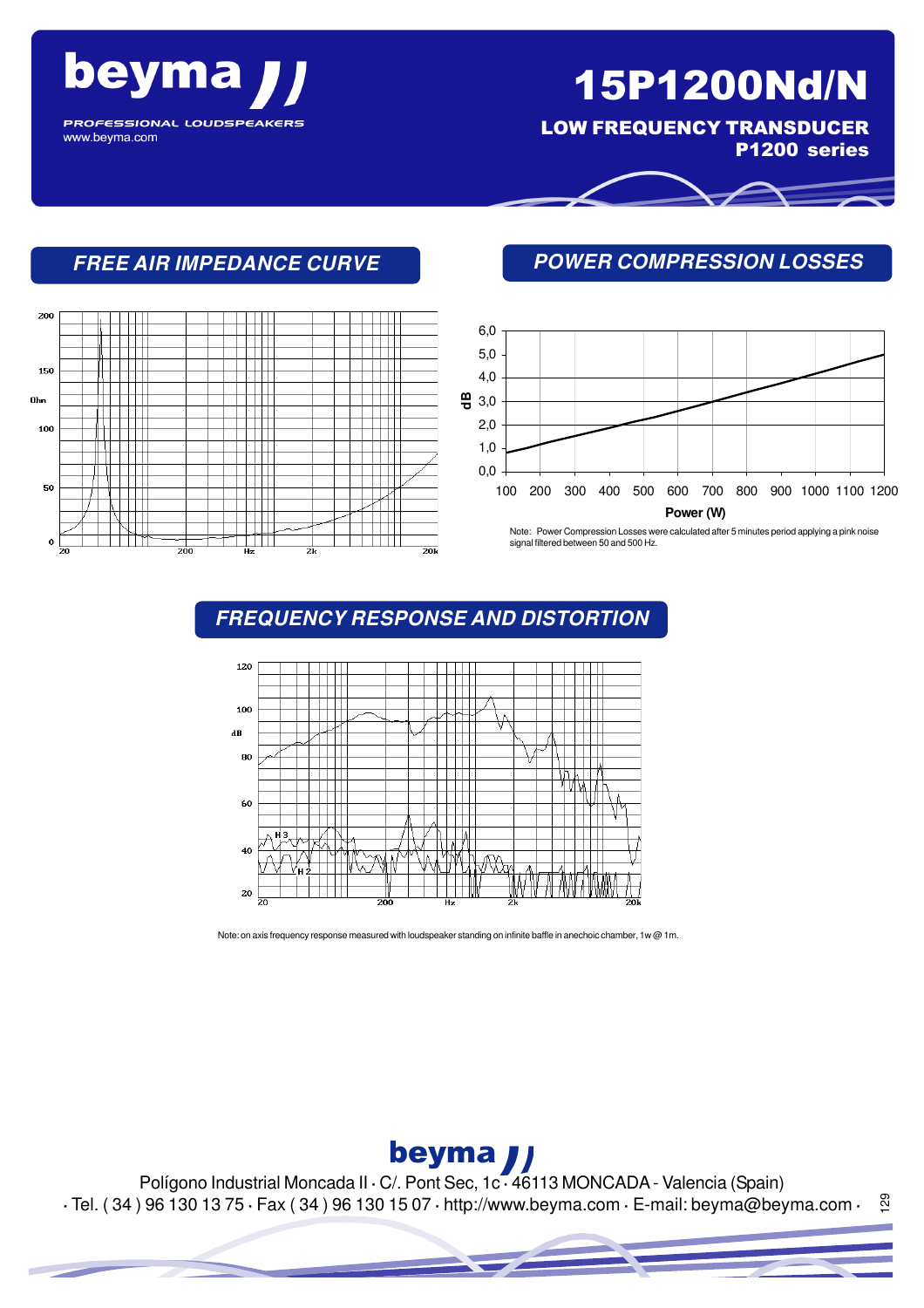beyma

PROFESSIONAL LOUDSPEAKERS
www.beyma.com

# 15P1200Nd/N

**LOW FREQUENCY TRANSDUCER**
**P1200 series**

## *FREE AIR IMPEDANCE CURVE*

200
150
Ohm
100
50
0
20
200
Hz
2k
20k

## *POWER COMPRESSION LOSSES*

6,0
5,0
4,0
3,0
2,0
1,0
0,0
dB
100 200 300 400 500 600 700 800 900 1000 1100 1200
Power (W)

Note: Power Compression Losses were calculated after 5 minutes period applying a pink noise signal filtered between 50 and 500 Hz.

## *FREQUENCY RESPONSE AND DISTORTION*

120
100
dB
80
60
40
20
H 3
H 2
20
200
Hz
2k
20k

Note: on axis frequency response measured with loudspeaker standing on infinite baffle in anechoic chamber, 1w @ 1m.

beyma

Polígono Industrial Moncada II · C/. Pont Sec, 1c · 46113 MONCADA - Valencia (Spain)
· Tel. ( 34 ) 96 130 13 75 · Fax ( 34 ) 96 130 15 07 · http://www.beyma.com · E-mail: beyma@beyma.com ·